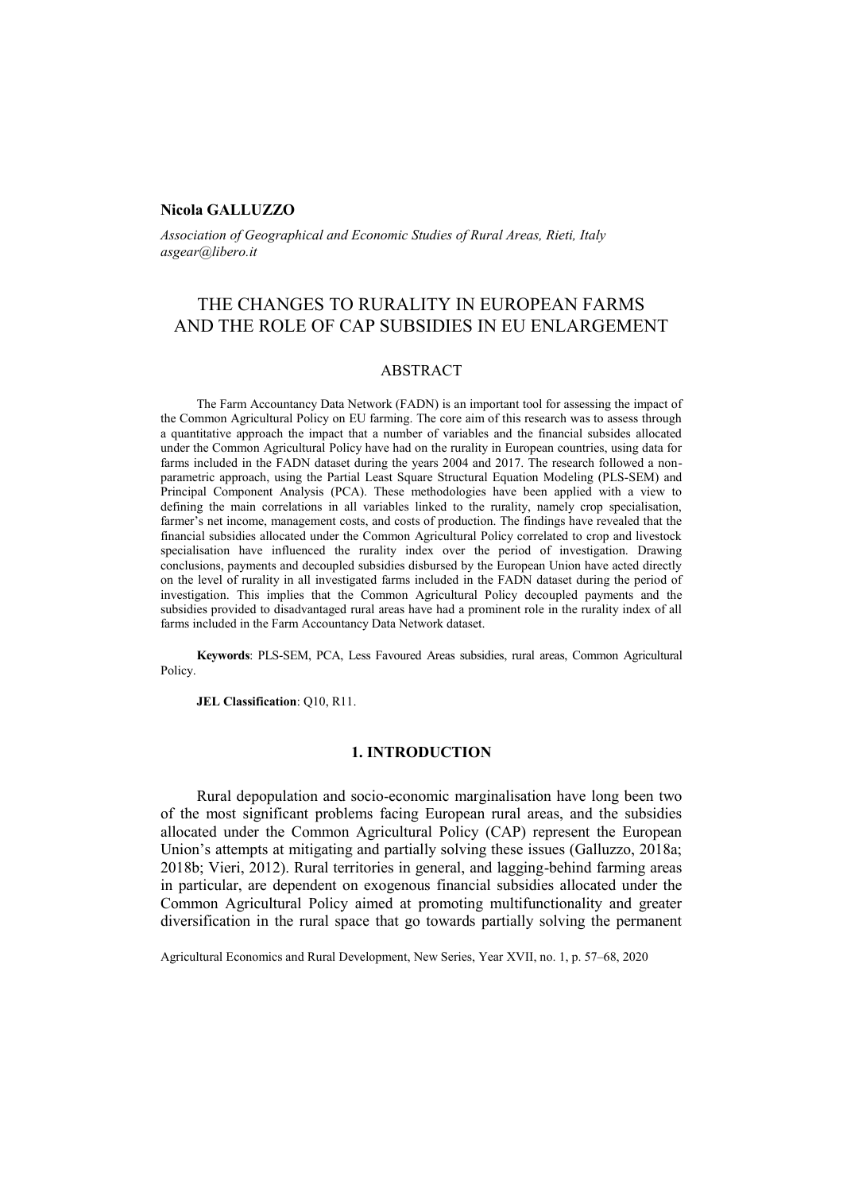**Nicola GALLUZZO**

*Association of Geographical and Economic Studies of Rural Areas, Rieti, Italy*
*asgear@libero.it*

# THE CHANGES TO RURALITY IN EUROPEAN FARMS AND THE ROLE OF CAP SUBSIDIES IN EU ENLARGEMENT

## ABSTRACT

The Farm Accountancy Data Network (FADN) is an important tool for assessing the impact of the Common Agricultural Policy on EU farming. The core aim of this research was to assess through a quantitative approach the impact that a number of variables and the financial subsides allocated under the Common Agricultural Policy have had on the rurality in European countries, using data for farms included in the FADN dataset during the years 2004 and 2017. The research followed a non-parametric approach, using the Partial Least Square Structural Equation Modeling (PLS-SEM) and Principal Component Analysis (PCA). These methodologies have been applied with a view to defining the main correlations in all variables linked to the rurality, namely crop specialisation, farmer's net income, management costs, and costs of production. The findings have revealed that the financial subsidies allocated under the Common Agricultural Policy correlated to crop and livestock specialisation have influenced the rurality index over the period of investigation. Drawing conclusions, payments and decoupled subsidies disbursed by the European Union have acted directly on the level of rurality in all investigated farms included in the FADN dataset during the period of investigation. This implies that the Common Agricultural Policy decoupled payments and the subsidies provided to disadvantaged rural areas have had a prominent role in the rurality index of all farms included in the Farm Accountancy Data Network dataset.

**Keywords**: PLS-SEM, PCA, Less Favoured Areas subsidies, rural areas, Common Agricultural Policy.

**JEL Classification**: Q10, R11.

## 1. INTRODUCTION

Rural depopulation and socio-economic marginalisation have long been two of the most significant problems facing European rural areas, and the subsidies allocated under the Common Agricultural Policy (CAP) represent the European Union's attempts at mitigating and partially solving these issues (Galluzzo, 2018a; 2018b; Vieri, 2012). Rural territories in general, and lagging-behind farming areas in particular, are dependent on exogenous financial subsidies allocated under the Common Agricultural Policy aimed at promoting multifunctionality and greater diversification in the rural space that go towards partially solving the permanent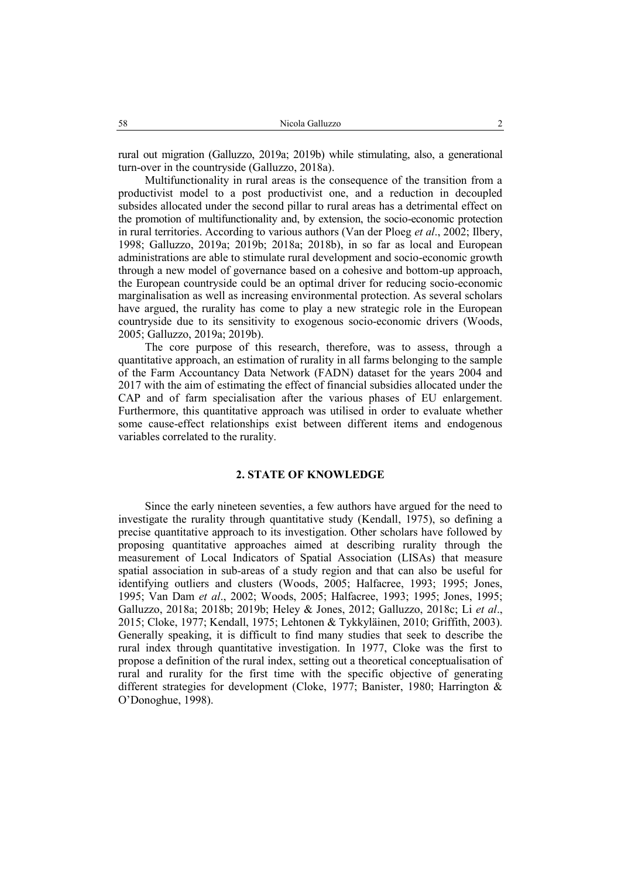rural out migration (Galluzzo, 2019a; 2019b) while stimulating, also, a generational turn-over in the countryside (Galluzzo, 2018a).

Multifunctionality in rural areas is the consequence of the transition from a productivist model to a post productivist one, and a reduction in decoupled subsides allocated under the second pillar to rural areas has a detrimental effect on the promotion of multifunctionality and, by extension, the socio-economic protection in rural territories. According to various authors (Van der Ploeg *et al*., 2002; Ilbery, 1998; Galluzzo, 2019a; 2019b; 2018a; 2018b), in so far as local and European administrations are able to stimulate rural development and socio-economic growth through a new model of governance based on a cohesive and bottom-up approach, the European countryside could be an optimal driver for reducing socio-economic marginalisation as well as increasing environmental protection. As several scholars have argued, the rurality has come to play a new strategic role in the European countryside due to its sensitivity to exogenous socio-economic drivers (Woods, 2005; Galluzzo, 2019a; 2019b).

The core purpose of this research, therefore, was to assess, through a quantitative approach, an estimation of rurality in all farms belonging to the sample of the Farm Accountancy Data Network (FADN) dataset for the years 2004 and 2017 with the aim of estimating the effect of financial subsidies allocated under the CAP and of farm specialisation after the various phases of EU enlargement. Furthermore, this quantitative approach was utilised in order to evaluate whether some cause-effect relationships exist between different items and endogenous variables correlated to the rurality.

## 2. STATE OF KNOWLEDGE

Since the early nineteen seventies, a few authors have argued for the need to investigate the rurality through quantitative study (Kendall, 1975), so defining a precise quantitative approach to its investigation. Other scholars have followed by proposing quantitative approaches aimed at describing rurality through the measurement of Local Indicators of Spatial Association (LISAs) that measure spatial association in sub-areas of a study region and that can also be useful for identifying outliers and clusters (Woods, 2005; Halfacree, 1993; 1995; Jones, 1995; Van Dam *et al*., 2002; Woods, 2005; Halfacree, 1993; 1995; Jones, 1995; Galluzzo, 2018a; 2018b; 2019b; Heley & Jones, 2012; Galluzzo, 2018c; Li *et al*., 2015; Cloke, 1977; Kendall, 1975; Lehtonen & Tykkyläinen, 2010; Griffith, 2003). Generally speaking, it is difficult to find many studies that seek to describe the rural index through quantitative investigation. In 1977, Cloke was the first to propose a definition of the rural index, setting out a theoretical conceptualisation of rural and rurality for the first time with the specific objective of generating different strategies for development (Cloke, 1977; Banister, 1980; Harrington & O'Donoghue, 1998).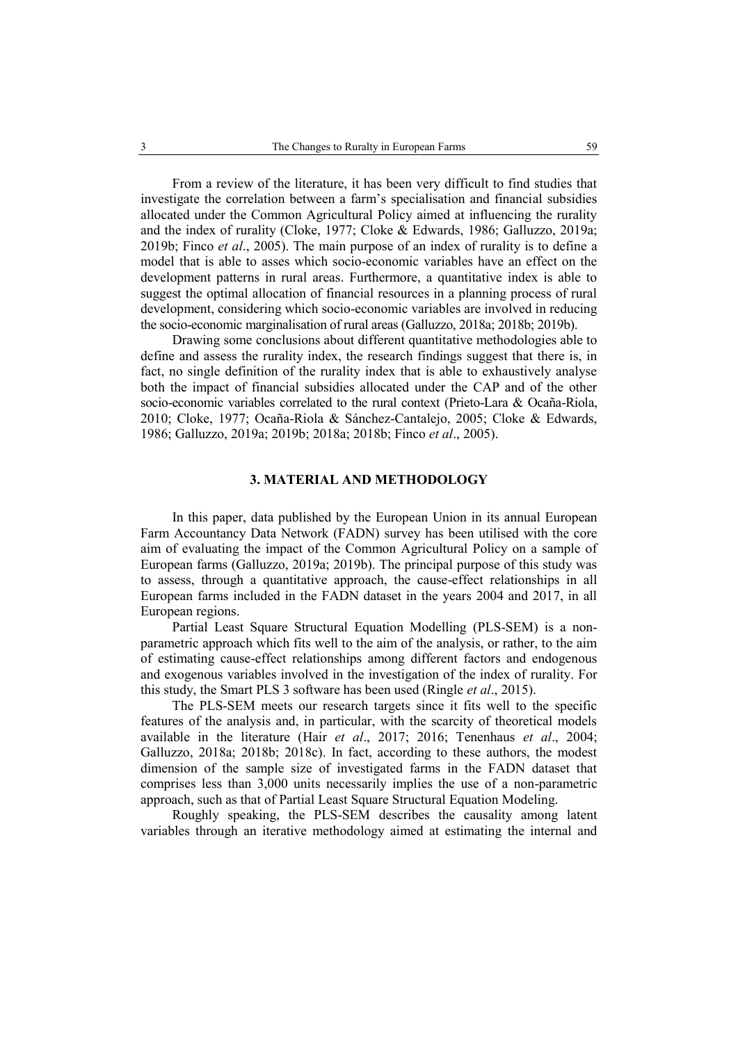From a review of the literature, it has been very difficult to find studies that investigate the correlation between a farm's specialisation and financial subsidies allocated under the Common Agricultural Policy aimed at influencing the rurality and the index of rurality (Cloke, 1977; Cloke & Edwards, 1986; Galluzzo, 2019a; 2019b; Finco *et al*., 2005). The main purpose of an index of rurality is to define a model that is able to asses which socio-economic variables have an effect on the development patterns in rural areas. Furthermore, a quantitative index is able to suggest the optimal allocation of financial resources in a planning process of rural development, considering which socio-economic variables are involved in reducing the socio-economic marginalisation of rural areas (Galluzzo, 2018a; 2018b; 2019b).

Drawing some conclusions about different quantitative methodologies able to define and assess the rurality index, the research findings suggest that there is, in fact, no single definition of the rurality index that is able to exhaustively analyse both the impact of financial subsidies allocated under the CAP and of the other socio-economic variables correlated to the rural context (Prieto-Lara & Ocaña-Riola, 2010; Cloke, 1977; Ocaña-Riola & Sánchez-Cantalejo, 2005; Cloke & Edwards, 1986; Galluzzo, 2019a; 2019b; 2018a; 2018b; Finco *et al*., 2005).

## 3. MATERIAL AND METHODOLOGY

In this paper, data published by the European Union in its annual European Farm Accountancy Data Network (FADN) survey has been utilised with the core aim of evaluating the impact of the Common Agricultural Policy on a sample of European farms (Galluzzo, 2019a; 2019b). The principal purpose of this study was to assess, through a quantitative approach, the cause-effect relationships in all European farms included in the FADN dataset in the years 2004 and 2017, in all European regions.

Partial Least Square Structural Equation Modelling (PLS-SEM) is a non-parametric approach which fits well to the aim of the analysis, or rather, to the aim of estimating cause-effect relationships among different factors and endogenous and exogenous variables involved in the investigation of the index of rurality. For this study, the Smart PLS 3 software has been used (Ringle *et al*., 2015).

The PLS-SEM meets our research targets since it fits well to the specific features of the analysis and, in particular, with the scarcity of theoretical models available in the literature (Hair *et al*., 2017; 2016; Tenenhaus *et al*., 2004; Galluzzo, 2018a; 2018b; 2018c). In fact, according to these authors, the modest dimension of the sample size of investigated farms in the FADN dataset that comprises less than 3,000 units necessarily implies the use of a non-parametric approach, such as that of Partial Least Square Structural Equation Modeling.

Roughly speaking, the PLS-SEM describes the causality among latent variables through an iterative methodology aimed at estimating the internal and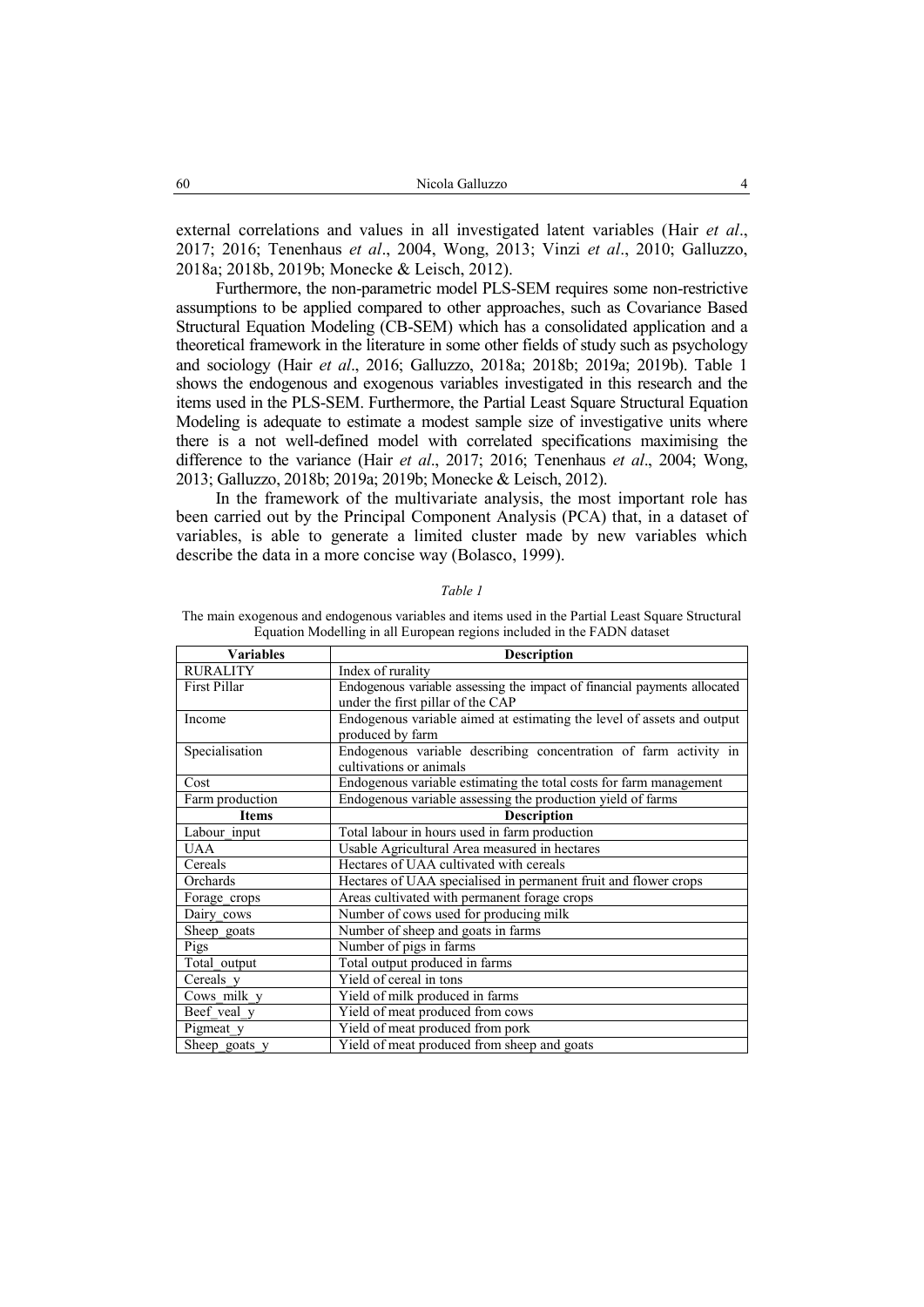external correlations and values in all investigated latent variables (Hair *et al*., 2017; 2016; Tenenhaus *et al*., 2004, Wong, 2013; Vinzi *et al*., 2010; Galluzzo, 2018a; 2018b, 2019b; Monecke & Leisch, 2012).

Furthermore, the non-parametric model PLS-SEM requires some non-restrictive assumptions to be applied compared to other approaches, such as Covariance Based Structural Equation Modeling (CB-SEM) which has a consolidated application and a theoretical framework in the literature in some other fields of study such as psychology and sociology (Hair *et al*., 2016; Galluzzo, 2018a; 2018b; 2019a; 2019b). Table 1 shows the endogenous and exogenous variables investigated in this research and the items used in the PLS-SEM. Furthermore, the Partial Least Square Structural Equation Modeling is adequate to estimate a modest sample size of investigative units where there is a not well-defined model with correlated specifications maximising the difference to the variance (Hair *et al*., 2017; 2016; Tenenhaus *et al*., 2004; Wong, 2013; Galluzzo, 2018b; 2019a; 2019b; Monecke & Leisch, 2012).

In the framework of the multivariate analysis, the most important role has been carried out by the Principal Component Analysis (PCA) that, in a dataset of variables, is able to generate a limited cluster made by new variables which describe the data in a more concise way (Bolasco, 1999).

*Table 1*

The main exogenous and endogenous variables and items used in the Partial Least Square Structural Equation Modelling in all European regions included in the FADN dataset

| **Variables** | **Description** |
|---|---|
| RURALITY | Index of rurality |
| First Pillar | Endogenous variable assessing the impact of financial payments allocated under the first pillar of the CAP |
| Income | Endogenous variable aimed at estimating the level of assets and output produced by farm |
| Specialisation | Endogenous variable describing concentration of farm activity in cultivations or animals |
| Cost | Endogenous variable estimating the total costs for farm management |
| Farm production | Endogenous variable assessing the production yield of farms |
| **Items** | **Description** |
| Labour_input | Total labour in hours used in farm production |
| UAA | Usable Agricultural Area measured in hectares |
| Cereals | Hectares of UAA cultivated with cereals |
| Orchards | Hectares of UAA specialised in permanent fruit and flower crops |
| Forage_crops | Areas cultivated with permanent forage crops |
| Dairy_cows | Number of cows used for producing milk |
| Sheep_goats | Number of sheep and goats in farms |
| Pigs | Number of pigs in farms |
| Total_output | Total output produced in farms |
| Cereals_y | Yield of cereal in tons |
| Cows_milk_y | Yield of milk produced in farms |
| Beef_veal_y | Yield of meat produced from cows |
| Pigmeat_y | Yield of meat produced from pork |
| Sheep_goats_y | Yield of meat produced from sheep and goats |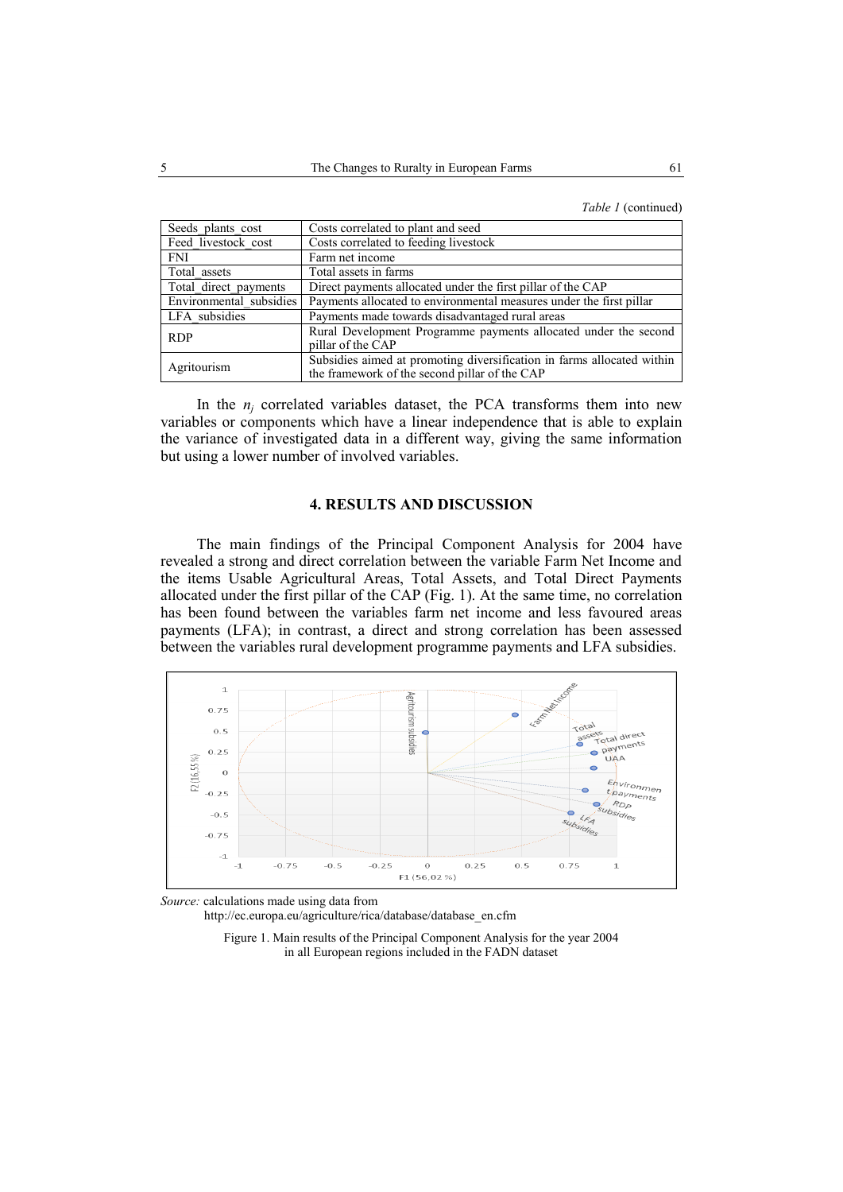*Table 1* (continued)

| | |
|---|---|
| Seeds_plants_cost | Costs correlated to plant and seed |
| Feed_livestock_cost | Costs correlated to feeding livestock |
| FNI | Farm net income |
| Total_assets | Total assets in farms |
| Total_direct_payments | Direct payments allocated under the first pillar of the CAP |
| Environmental_subsidies | Payments allocated to environmental measures under the first pillar |
| LFA_subsidies | Payments made towards disadvantaged rural areas |
| RDP | Rural Development Programme payments allocated under the second pillar of the CAP |
| Agritourism | Subsidies aimed at promoting diversification in farms allocated within the framework of the second pillar of the CAP |

In the $n_j$ correlated variables dataset, the PCA transforms them into new variables or components which have a linear independence that is able to explain the variance of investigated data in a different way, giving the same information but using a lower number of involved variables.

## 4. RESULTS AND DISCUSSION

The main findings of the Principal Component Analysis for 2004 have revealed a strong and direct correlation between the variable Farm Net Income and the items Usable Agricultural Areas, Total Assets, and Total Direct Payments allocated under the first pillar of the CAP (Fig. 1). At the same time, no correlation has been found between the variables farm net income and less favoured areas payments (LFA); in contrast, a direct and strong correlation has been assessed between the variables rural development programme payments and LFA subsidies.

*Source:* calculations made using data from http://ec.europa.eu/agriculture/rica/database/database_en.cfm

Figure 1. Main results of the Principal Component Analysis for the year 2004 in all European regions included in the FADN dataset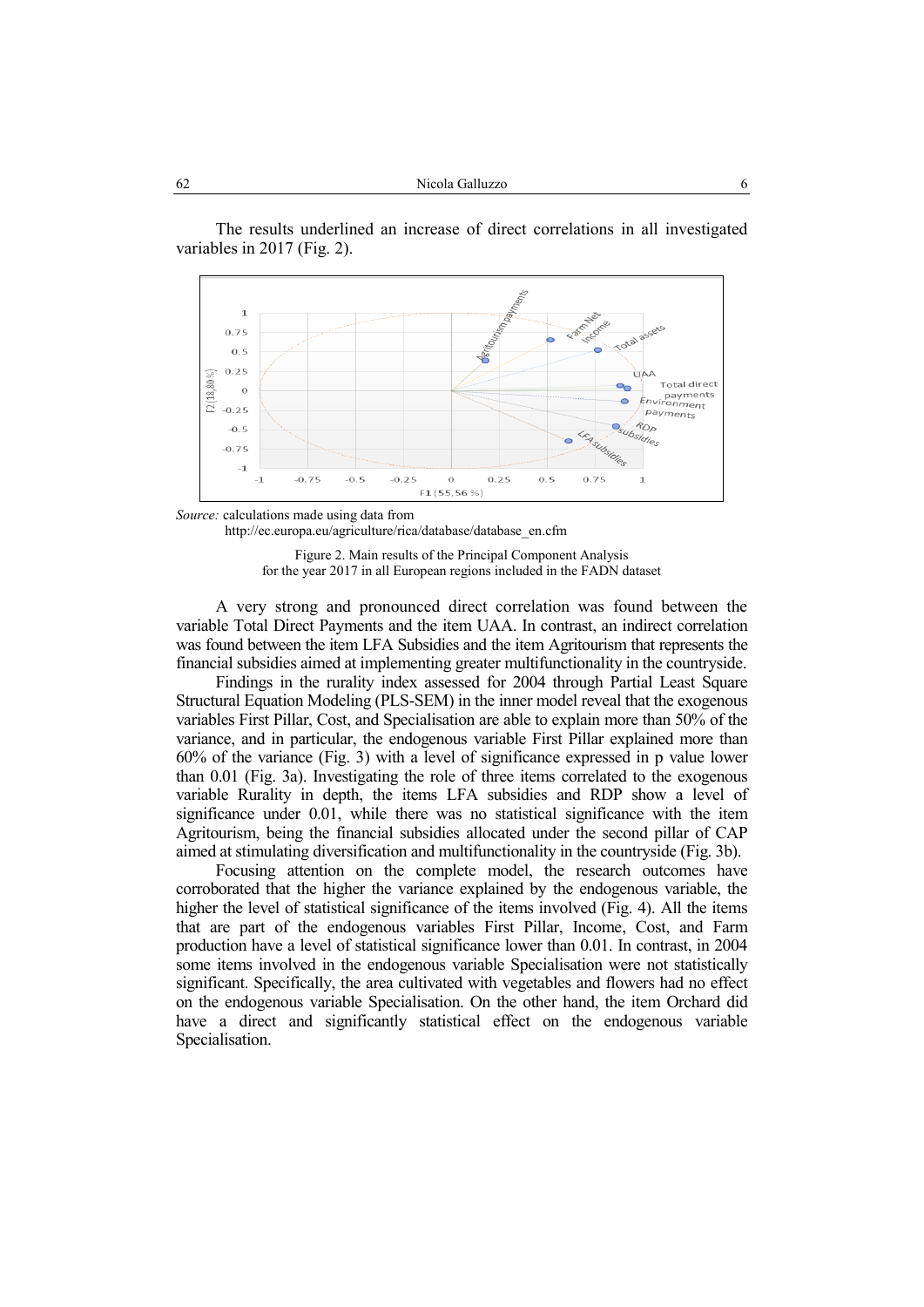The results underlined an increase of direct correlations in all investigated variables in 2017 (Fig. 2).

*Source:* calculations made using data from http://ec.europa.eu/agriculture/rica/database/database_en.cfm

Figure 2. Main results of the Principal Component Analysis for the year 2017 in all European regions included in the FADN dataset

A very strong and pronounced direct correlation was found between the variable Total Direct Payments and the item UAA. In contrast, an indirect correlation was found between the item LFA Subsidies and the item Agritourism that represents the financial subsidies aimed at implementing greater multifunctionality in the countryside.

Findings in the rurality index assessed for 2004 through Partial Least Square Structural Equation Modeling (PLS-SEM) in the inner model reveal that the exogenous variables First Pillar, Cost, and Specialisation are able to explain more than 50% of the variance, and in particular, the endogenous variable First Pillar explained more than 60% of the variance (Fig. 3) with a level of significance expressed in p value lower than 0.01 (Fig. 3a). Investigating the role of three items correlated to the exogenous variable Rurality in depth, the items LFA subsidies and RDP show a level of significance under 0.01, while there was no statistical significance with the item Agritourism, being the financial subsidies allocated under the second pillar of CAP aimed at stimulating diversification and multifunctionality in the countryside (Fig. 3b).

Focusing attention on the complete model, the research outcomes have corroborated that the higher the variance explained by the endogenous variable, the higher the level of statistical significance of the items involved (Fig. 4). All the items that are part of the endogenous variables First Pillar, Income, Cost, and Farm production have a level of statistical significance lower than 0.01. In contrast, in 2004 some items involved in the endogenous variable Specialisation were not statistically significant. Specifically, the area cultivated with vegetables and flowers had no effect on the endogenous variable Specialisation. On the other hand, the item Orchard did have a direct and significantly statistical effect on the endogenous variable Specialisation.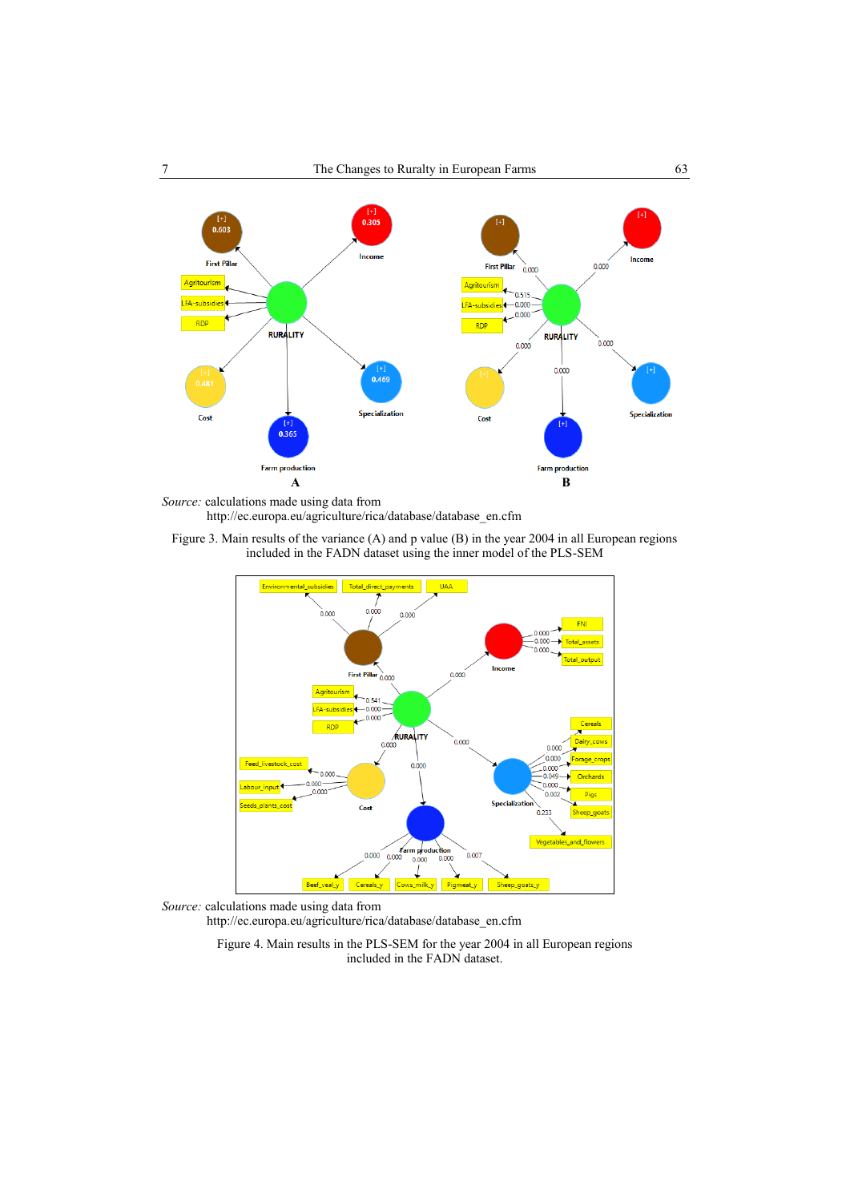*Source:* calculations made using data from http://ec.europa.eu/agriculture/rica/database/database_en.cfm

Figure 3. Main results of the variance (A) and p value (B) in the year 2004 in all European regions included in the FADN dataset using the inner model of the PLS-SEM

*Source:* calculations made using data from http://ec.europa.eu/agriculture/rica/database/database_en.cfm

Figure 4. Main results in the PLS-SEM for the year 2004 in all European regions included in the FADN dataset.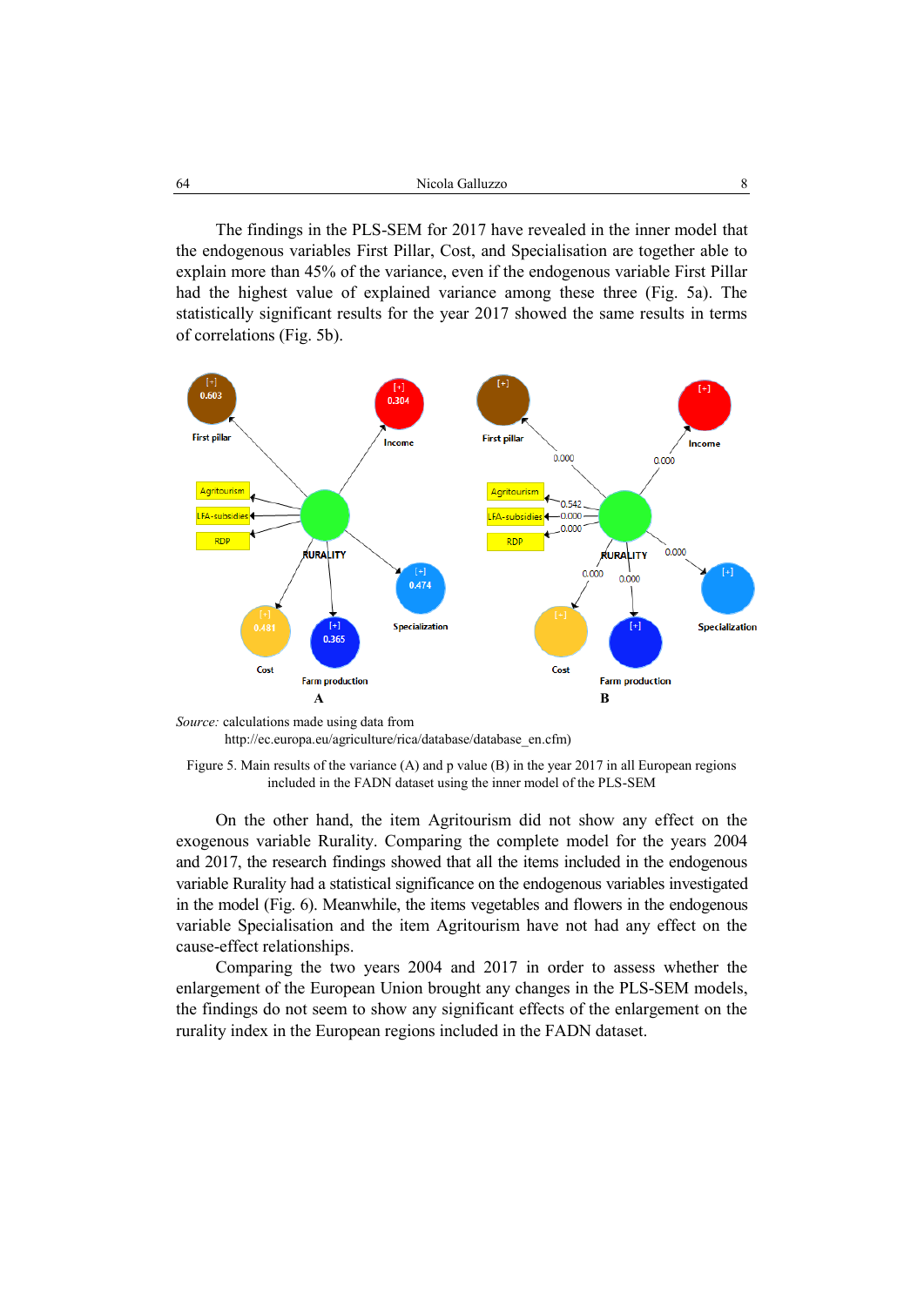The findings in the PLS-SEM for 2017 have revealed in the inner model that the endogenous variables First Pillar, Cost, and Specialisation are together able to explain more than 45% of the variance, even if the endogenous variable First Pillar had the highest value of explained variance among these three (Fig. 5a). The statistically significant results for the year 2017 showed the same results in terms of correlations (Fig. 5b).

*Source:* calculations made using data from http://ec.europa.eu/agriculture/rica/database/database_en.cfm)

Figure 5. Main results of the variance (A) and p value (B) in the year 2017 in all European regions included in the FADN dataset using the inner model of the PLS-SEM

On the other hand, the item Agritourism did not show any effect on the exogenous variable Rurality. Comparing the complete model for the years 2004 and 2017, the research findings showed that all the items included in the endogenous variable Rurality had a statistical significance on the endogenous variables investigated in the model (Fig. 6). Meanwhile, the items vegetables and flowers in the endogenous variable Specialisation and the item Agritourism have not had any effect on the cause-effect relationships.

Comparing the two years 2004 and 2017 in order to assess whether the enlargement of the European Union brought any changes in the PLS-SEM models, the findings do not seem to show any significant effects of the enlargement on the rurality index in the European regions included in the FADN dataset.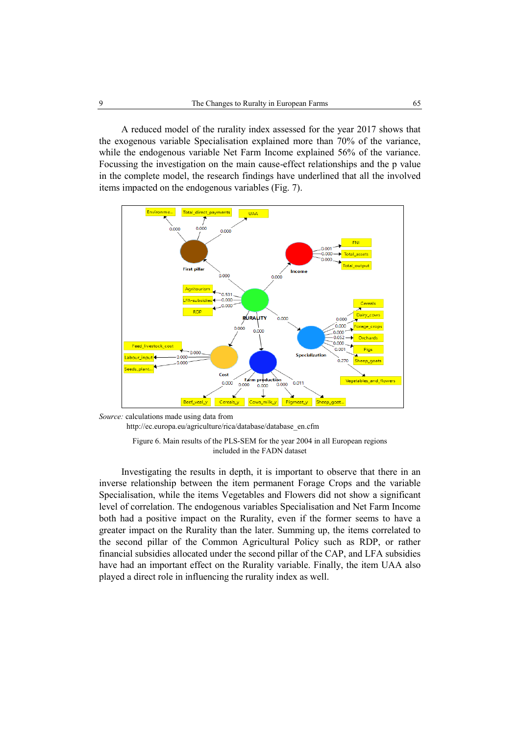A reduced model of the rurality index assessed for the year 2017 shows that the exogenous variable Specialisation explained more than 70% of the variance, while the endogenous variable Net Farm Income explained 56% of the variance. Focussing the investigation on the main cause-effect relationships and the p value in the complete model, the research findings have underlined that all the involved items impacted on the endogenous variables (Fig. 7).

*Source:* calculations made using data from http://ec.europa.eu/agriculture/rica/database/database_en.cfm

Figure 6. Main results of the PLS-SEM for the year 2004 in all European regions included in the FADN dataset

Investigating the results in depth, it is important to observe that there in an inverse relationship between the item permanent Forage Crops and the variable Specialisation, while the items Vegetables and Flowers did not show a significant level of correlation. The endogenous variables Specialisation and Net Farm Income both had a positive impact on the Rurality, even if the former seems to have a greater impact on the Rurality than the later. Summing up, the items correlated to the second pillar of the Common Agricultural Policy such as RDP, or rather financial subsidies allocated under the second pillar of the CAP, and LFA subsidies have had an important effect on the Rurality variable. Finally, the item UAA also played a direct role in influencing the rurality index as well.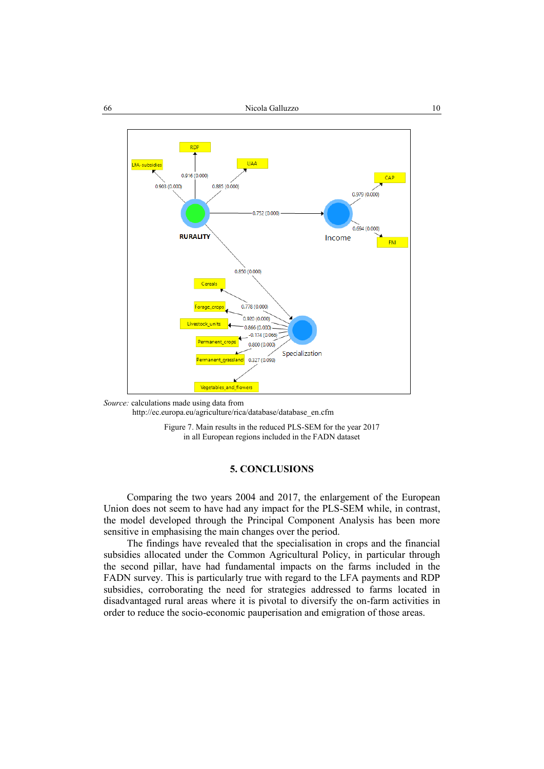*Source:* calculations made using data from http://ec.europa.eu/agriculture/rica/database/database_en.cfm

Figure 7. Main results in the reduced PLS-SEM for the year 2017 in all European regions included in the FADN dataset

## 5. CONCLUSIONS

Comparing the two years 2004 and 2017, the enlargement of the European Union does not seem to have had any impact for the PLS-SEM while, in contrast, the model developed through the Principal Component Analysis has been more sensitive in emphasising the main changes over the period.

The findings have revealed that the specialisation in crops and the financial subsidies allocated under the Common Agricultural Policy, in particular through the second pillar, have had fundamental impacts on the farms included in the FADN survey. This is particularly true with regard to the LFA payments and RDP subsidies, corroborating the need for strategies addressed to farms located in disadvantaged rural areas where it is pivotal to diversify the on-farm activities in order to reduce the socio-economic pauperisation and emigration of those areas.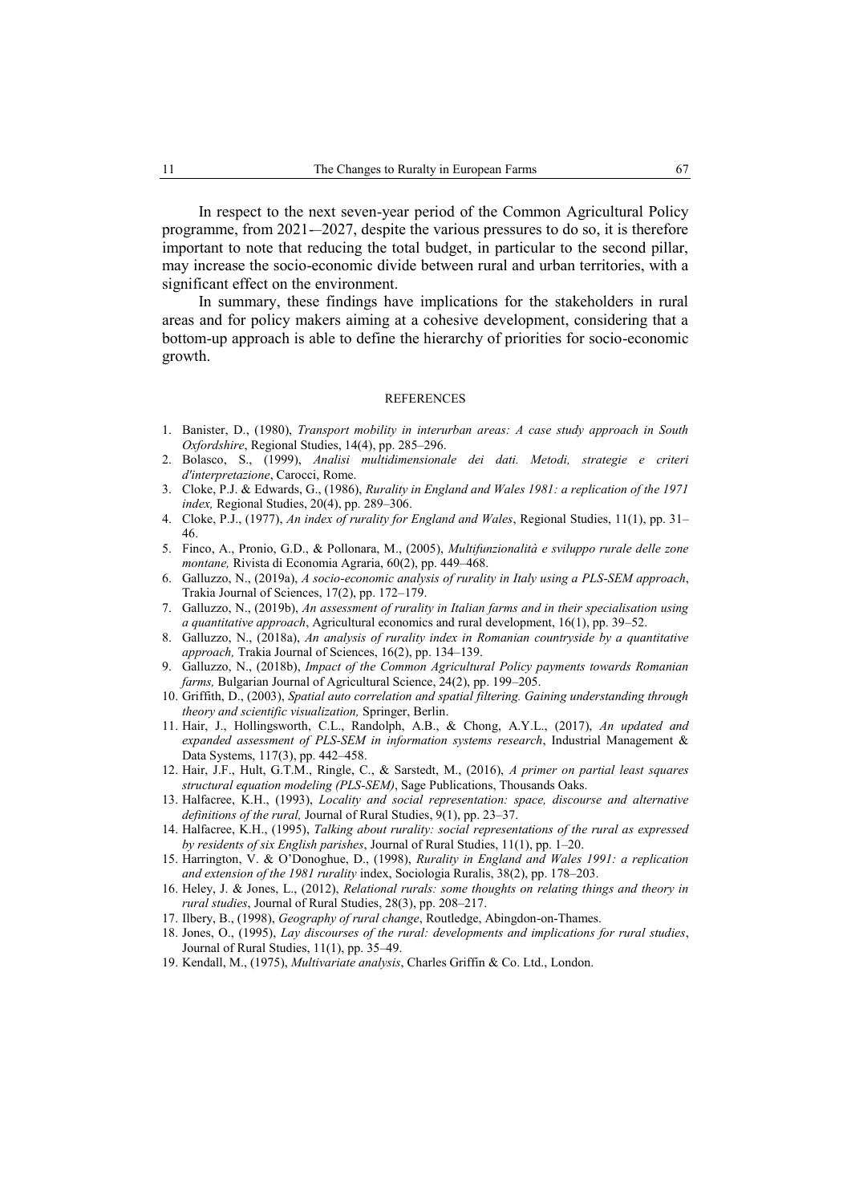In respect to the next seven-year period of the Common Agricultural Policy programme, from 2021-–2027, despite the various pressures to do so, it is therefore important to note that reducing the total budget, in particular to the second pillar, may increase the socio-economic divide between rural and urban territories, with a significant effect on the environment.

In summary, these findings have implications for the stakeholders in rural areas and for policy makers aiming at a cohesive development, considering that a bottom-up approach is able to define the hierarchy of priorities for socio-economic growth.

## REFERENCES

1. Banister, D., (1980), *Transport mobility in interurban areas: A case study approach in South Oxfordshire*, Regional Studies, 14(4), pp. 285–296.
2. Bolasco, S., (1999), *Analisi multidimensionale dei dati. Metodi, strategie e criteri d'interpretazione*, Carocci, Rome.
3. Cloke, P.J. & Edwards, G., (1986), *Rurality in England and Wales 1981: a replication of the 1971 index,* Regional Studies, 20(4), pp. 289–306.
4. Cloke, P.J., (1977), *An index of rurality for England and Wales*, Regional Studies, 11(1), pp. 31–46.
5. Finco, A., Pronio, G.D., & Pollonara, M., (2005), *Multifunzionalità e sviluppo rurale delle zone montane,* Rivista di Economia Agraria, 60(2), pp. 449–468.
6. Galluzzo, N., (2019a), *A socio-economic analysis of rurality in Italy using a PLS-SEM approach*, Trakia Journal of Sciences, 17(2), pp. 172–179.
7. Galluzzo, N., (2019b), *An assessment of rurality in Italian farms and in their specialisation using a quantitative approach*, Agricultural economics and rural development, 16(1), pp. 39–52.
8. Galluzzo, N., (2018a), *An analysis of rurality index in Romanian countryside by a quantitative approach,* Trakia Journal of Sciences, 16(2), pp. 134–139.
9. Galluzzo, N., (2018b), *Impact of the Common Agricultural Policy payments towards Romanian farms,* Bulgarian Journal of Agricultural Science, 24(2), pp. 199–205.
10. Griffith, D., (2003), *Spatial auto correlation and spatial filtering. Gaining understanding through theory and scientific visualization,* Springer, Berlin.
11. Hair, J., Hollingsworth, C.L., Randolph, A.B., & Chong, A.Y.L., (2017), *An updated and expanded assessment of PLS-SEM in information systems research*, Industrial Management & Data Systems, 117(3), pp. 442–458.
12. Hair, J.F., Hult, G.T.M., Ringle, C., & Sarstedt, M., (2016), *A primer on partial least squares structural equation modeling (PLS-SEM)*, Sage Publications, Thousands Oaks.
13. Halfacree, K.H., (1993), *Locality and social representation: space, discourse and alternative definitions of the rural,* Journal of Rural Studies, 9(1), pp. 23–37.
14. Halfacree, K.H., (1995), *Talking about rurality: social representations of the rural as expressed by residents of six English parishes*, Journal of Rural Studies, 11(1), pp. 1–20.
15. Harrington, V. & O'Donoghue, D., (1998), *Rurality in England and Wales 1991: a replication and extension of the 1981 rurality* index, Sociologia Ruralis, 38(2), pp. 178–203.
16. Heley, J. & Jones, L., (2012), *Relational rurals: some thoughts on relating things and theory in rural studies*, Journal of Rural Studies, 28(3), pp. 208–217.
17. Ilbery, B., (1998), *Geography of rural change*, Routledge, Abingdon-on-Thames.
18. Jones, O., (1995), *Lay discourses of the rural: developments and implications for rural studies*, Journal of Rural Studies, 11(1), pp. 35–49.
19. Kendall, M., (1975), *Multivariate analysis*, Charles Griffin & Co. Ltd., London.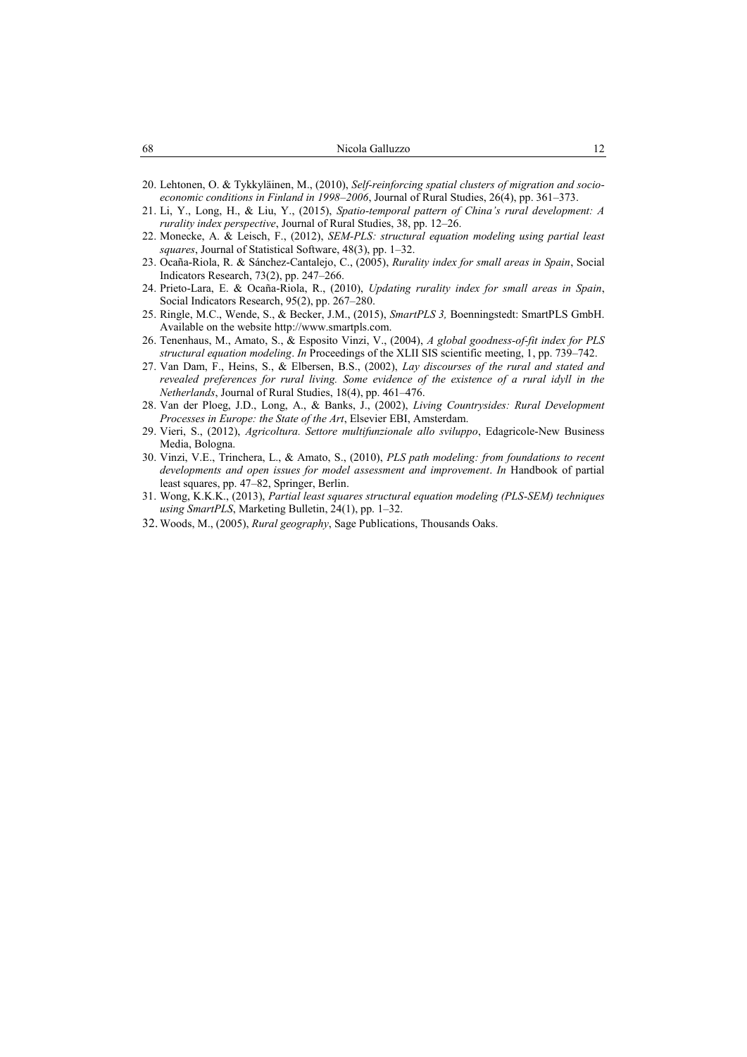20. Lehtonen, O. & Tykkyläinen, M., (2010), *Self-reinforcing spatial clusters of migration and socio-economic conditions in Finland in 1998–2006*, Journal of Rural Studies, 26(4), pp. 361–373.
21. Li, Y., Long, H., & Liu, Y., (2015), *Spatio-temporal pattern of China's rural development: A rurality index perspective*, Journal of Rural Studies, 38, pp. 12–26.
22. Monecke, A. & Leisch, F., (2012), *SEM-PLS: structural equation modeling using partial least squares*, Journal of Statistical Software, 48(3), pp. 1–32.
23. Ocaña-Riola, R. & Sánchez-Cantalejo, C., (2005), *Rurality index for small areas in Spain*, Social Indicators Research, 73(2), pp. 247–266.
24. Prieto-Lara, E. & Ocaña-Riola, R., (2010), *Updating rurality index for small areas in Spain*, Social Indicators Research, 95(2), pp. 267–280.
25. Ringle, M.C., Wende, S., & Becker, J.M., (2015), *SmartPLS 3,* Boenningstedt: SmartPLS GmbH. Available on the website http://www.smartpls.com.
26. Tenenhaus, M., Amato, S., & Esposito Vinzi, V., (2004), *A global goodness-of-fit index for PLS structural equation modeling*. *In* Proceedings of the XLII SIS scientific meeting, 1, pp. 739–742.
27. Van Dam, F., Heins, S., & Elbersen, B.S., (2002), *Lay discourses of the rural and stated and revealed preferences for rural living. Some evidence of the existence of a rural idyll in the Netherlands*, Journal of Rural Studies, 18(4), pp. 461–476.
28. Van der Ploeg, J.D., Long, A., & Banks, J., (2002), *Living Countrysides: Rural Development Processes in Europe: the State of the Art*, Elsevier EBI, Amsterdam.
29. Vieri, S., (2012), *Agricoltura. Settore multifunzionale allo sviluppo*, Edagricole-New Business Media, Bologna.
30. Vinzi, V.E., Trinchera, L., & Amato, S., (2010), *PLS path modeling: from foundations to recent developments and open issues for model assessment and improvement*. *In* Handbook of partial least squares, pp. 47–82, Springer, Berlin.
31. Wong, K.K.K., (2013), *Partial least squares structural equation modeling (PLS-SEM) techniques using SmartPLS*, Marketing Bulletin, 24(1), pp. 1–32.
32. Woods, M., (2005), *Rural geography*, Sage Publications, Thousands Oaks.